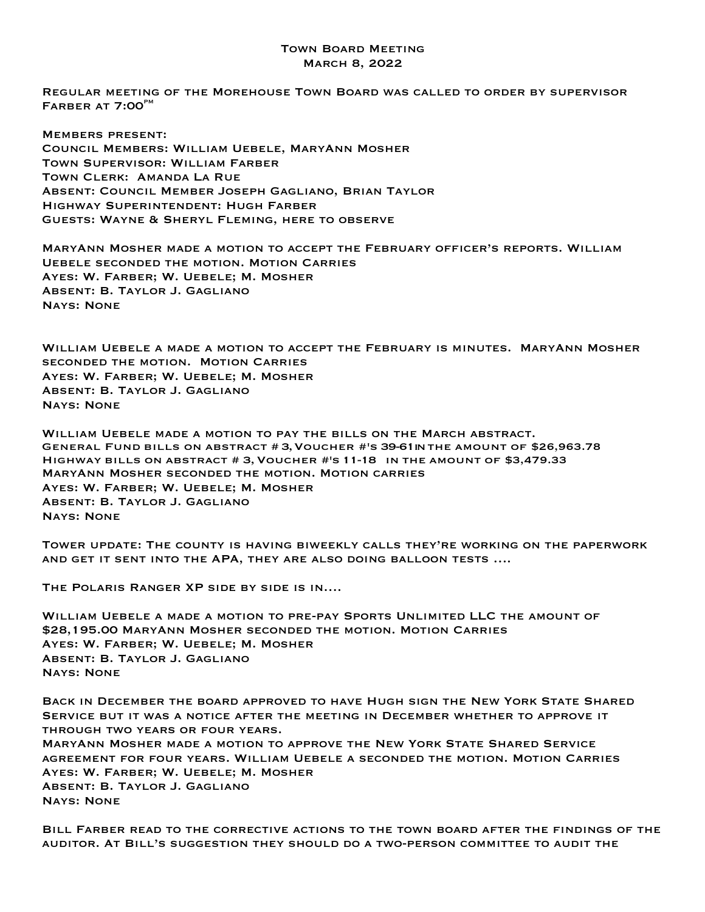# Town Board Meeting
## March 8, 2022

Regular meeting of the Morehouse Town Board was called to order by supervisor Farber at 7:00$^{pm}$

Members present:
Council Members: William Uebele, MaryAnn Mosher
Town Supervisor: William Farber
Town Clerk: Amanda La Rue
Absent: Council Member Joseph Gagliano, Brian Taylor
Highway Superintendent: Hugh Farber
Guests: Wayne & Sheryl Fleming, here to observe

MaryAnn Mosher made a motion to accept the February officer's reports. William Uebele seconded the motion. Motion Carries
Ayes: W. Farber; W. Uebele; M. Mosher
Absent: B. Taylor J. Gagliano
Nays: None

William Uebele a made a motion to accept the February is minutes. MaryAnn Mosher seconded the motion. Motion Carries
Ayes: W. Farber; W. Uebele; M. Mosher
Absent: B. Taylor J. Gagliano
Nays: None

William Uebele made a motion to pay the bills on the March abstract.
General Fund bills on abstract # 3, Voucher #'s 39-61 in the amount of $26,963.78
Highway bills on abstract # 3, Voucher #'s 11-18 in the amount of $3,479.33
MaryAnn Mosher seconded the motion. Motion carries
Ayes: W. Farber; W. Uebele; M. Mosher
Absent: B. Taylor J. Gagliano
Nays: None

Tower update: The county is having biweekly calls they're working on the paperwork and get it sent into the APA, they are also doing balloon tests ....

The Polaris Ranger XP side by side is in....

William Uebele a made a motion to pre-pay Sports Unlimited LLC the amount of $28,195.00 MaryAnn Mosher seconded the motion. Motion Carries
Ayes: W. Farber; W. Uebele; M. Mosher
Absent: B. Taylor J. Gagliano
Nays: None

Back in December the board approved to have Hugh sign the New York State Shared Service but it was a notice after the meeting in December whether to approve it through two years or four years.
MaryAnn Mosher made a motion to approve the New York State Shared Service agreement for four years. William Uebele a seconded the motion. Motion Carries
Ayes: W. Farber; W. Uebele; M. Mosher
Absent: B. Taylor J. Gagliano
Nays: None

Bill Farber read to the corrective actions to the town board after the findings of the auditor. At Bill's suggestion they should do a two-person committee to audit the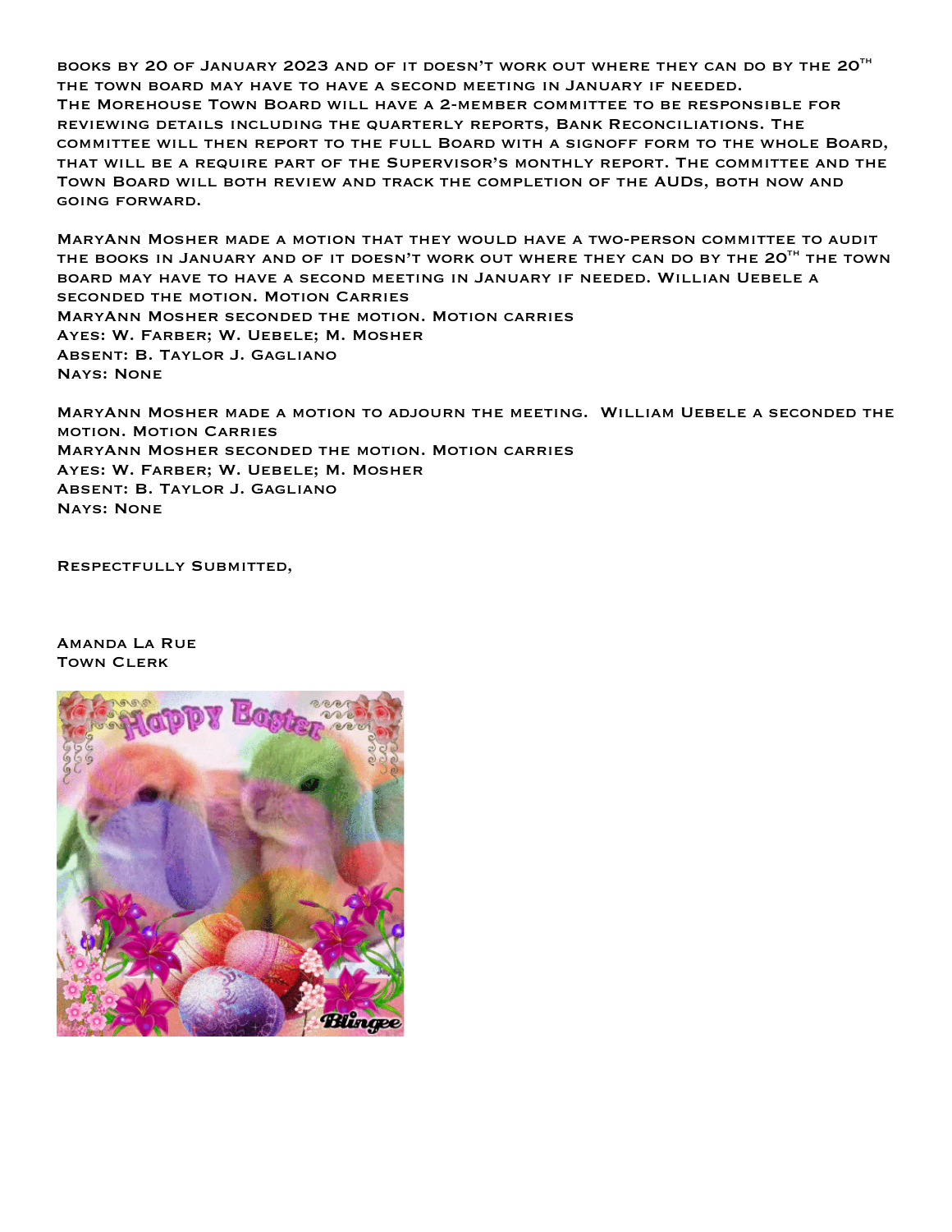books by 20 of January 2023 and of it doesn't work out where they can do by the 20th the town board may have to have a second meeting in January if needed.
The Morehouse Town Board will have a 2-member committee to be responsible for reviewing details including the quarterly reports, Bank Reconciliations. The committee will then report to the full Board with a signoff form to the whole Board, that will be a require part of the Supervisor's monthly report. The committee and the Town Board will both review and track the completion of the AUDs, both now and going forward.

MaryAnn Mosher made a motion that they would have a two-person committee to audit the books in January and of it doesn't work out where they can do by the 20th the town board may have to have a second meeting in January if needed. Willian Uebele a seconded the motion. Motion Carries
MaryAnn Mosher seconded the motion. Motion carries
Ayes: W. Farber; W. Uebele; M. Mosher
Absent: B. Taylor J. Gagliano
Nays: None

MaryAnn Mosher made a motion to adjourn the meeting. William Uebele a seconded the motion. Motion Carries
MaryAnn Mosher seconded the motion. Motion carries
Ayes: W. Farber; W. Uebele; M. Mosher
Absent: B. Taylor J. Gagliano
Nays: None

Respectfully Submitted,

Amanda La Rue
Town Clerk